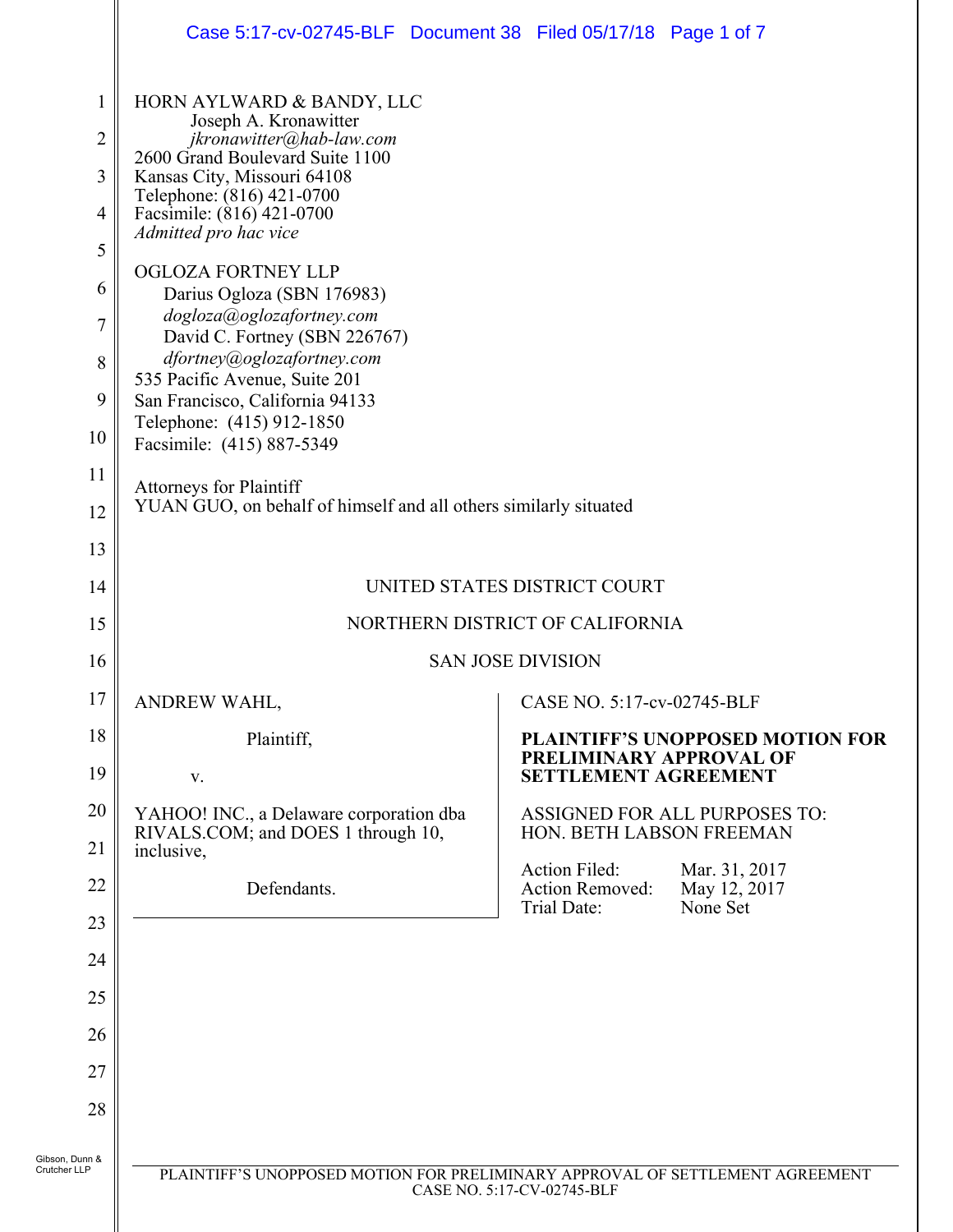HORN AYLWARD & BANDY, LLC
Joseph A. Kronawitter
*jkronawitter@hab-law.com*
2600 Grand Boulevard Suite 1100
Kansas City, Missouri 64108
Telephone: (816) 421-0700
Facsimile: (816) 421-0700
*Admitted pro hac vice*

OGLOZA FORTNEY LLP
Darius Ogloza (SBN 176983)
*dogloza@oglozafortney.com*
David C. Fortney (SBN 226767)
*dfortney@oglozafortney.com*
535 Pacific Avenue, Suite 201
San Francisco, California 94133
Telephone: (415) 912-1850
Facsimile: (415) 887-5349

Attorneys for Plaintiff
YUAN GUO, on behalf of himself and all others similarly situated

UNITED STATES DISTRICT COURT

NORTHERN DISTRICT OF CALIFORNIA

SAN JOSE DIVISION

ANDREW WAHL,

Plaintiff,

v.

YAHOO! INC., a Delaware corporation dba RIVALS.COM; and DOES 1 through 10, inclusive,

Defendants.

CASE NO. 5:17-cv-02745-BLF

**PLAINTIFF'S UNOPPOSED MOTION FOR PRELIMINARY APPROVAL OF SETTLEMENT AGREEMENT**

ASSIGNED FOR ALL PURPOSES TO:
HON. BETH LABSON FREEMAN

Action Filed: Mar. 31, 2017
Action Removed: May 12, 2017
Trial Date: None Set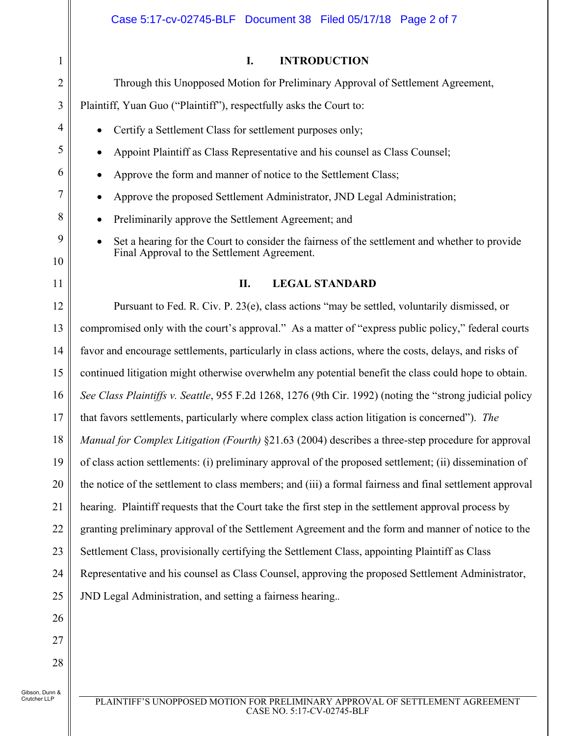## I. INTRODUCTION

Through this Unopposed Motion for Preliminary Approval of Settlement Agreement, Plaintiff, Yuan Guo ("Plaintiff"), respectfully asks the Court to:

- Certify a Settlement Class for settlement purposes only;
- Appoint Plaintiff as Class Representative and his counsel as Class Counsel;
- Approve the form and manner of notice to the Settlement Class;
- Approve the proposed Settlement Administrator, JND Legal Administration;
- Preliminarily approve the Settlement Agreement; and
- Set a hearing for the Court to consider the fairness of the settlement and whether to provide Final Approval to the Settlement Agreement.

## II. LEGAL STANDARD

Pursuant to Fed. R. Civ. P. 23(e), class actions "may be settled, voluntarily dismissed, or compromised only with the court's approval." As a matter of "express public policy," federal courts favor and encourage settlements, particularly in class actions, where the costs, delays, and risks of continued litigation might otherwise overwhelm any potential benefit the class could hope to obtain. *See Class Plaintiffs v. Seattle*, 955 F.2d 1268, 1276 (9th Cir. 1992) (noting the "strong judicial policy that favors settlements, particularly where complex class action litigation is concerned"). *The Manual for Complex Litigation (Fourth)* §21.63 (2004) describes a three-step procedure for approval of class action settlements: (i) preliminary approval of the proposed settlement; (ii) dissemination of the notice of the settlement to class members; and (iii) a formal fairness and final settlement approval hearing. Plaintiff requests that the Court take the first step in the settlement approval process by granting preliminary approval of the Settlement Agreement and the form and manner of notice to the Settlement Class, provisionally certifying the Settlement Class, appointing Plaintiff as Class Representative and his counsel as Class Counsel, approving the proposed Settlement Administrator, JND Legal Administration, and setting a fairness hearing..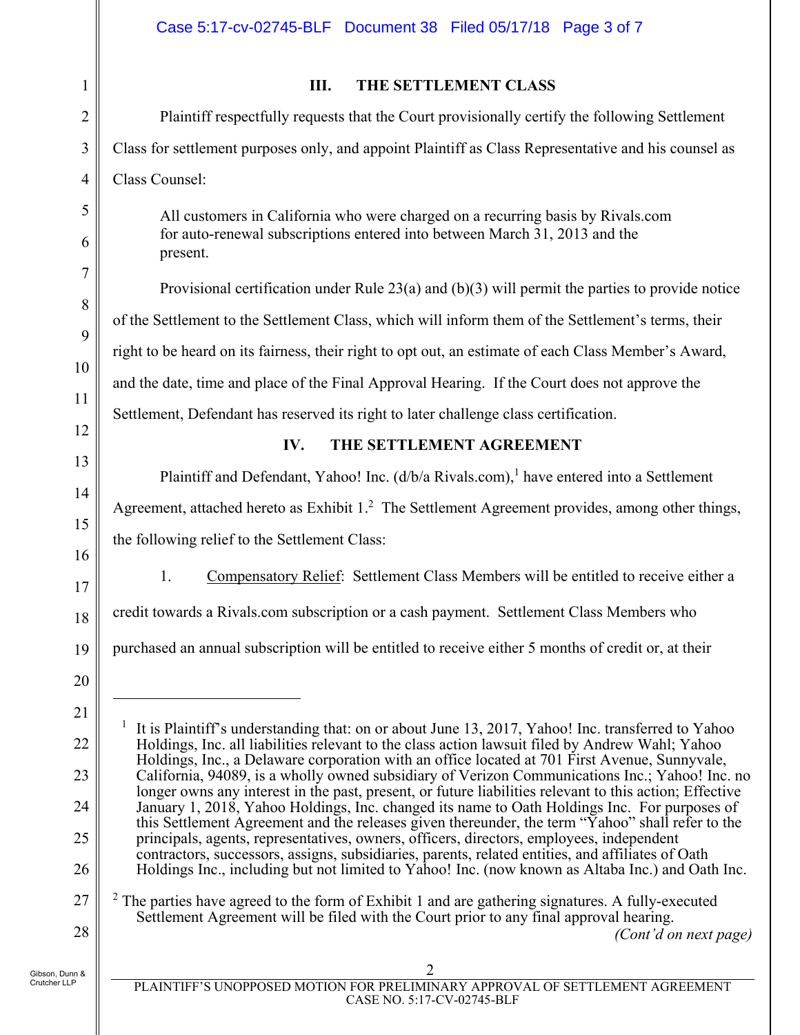## III. THE SETTLEMENT CLASS

Plaintiff respectfully requests that the Court provisionally certify the following Settlement Class for settlement purposes only, and appoint Plaintiff as Class Representative and his counsel as Class Counsel:

> All customers in California who were charged on a recurring basis by Rivals.com for auto-renewal subscriptions entered into between March 31, 2013 and the present.

Provisional certification under Rule 23(a) and (b)(3) will permit the parties to provide notice of the Settlement to the Settlement Class, which will inform them of the Settlement's terms, their right to be heard on its fairness, their right to opt out, an estimate of each Class Member's Award, and the date, time and place of the Final Approval Hearing. If the Court does not approve the Settlement, Defendant has reserved its right to later challenge class certification.

## IV. THE SETTLEMENT AGREEMENT

Plaintiff and Defendant, Yahoo! Inc. (d/b/a Rivals.com),[1] have entered into a Settlement Agreement, attached hereto as Exhibit 1.[2] The Settlement Agreement provides, among other things, the following relief to the Settlement Class:

1. Compensatory Relief: Settlement Class Members will be entitled to receive either a credit towards a Rivals.com subscription or a cash payment. Settlement Class Members who purchased an annual subscription will be entitled to receive either 5 months of credit or, at their

---

[1] It is Plaintiff's understanding that: on or about June 13, 2017, Yahoo! Inc. transferred to Yahoo Holdings, Inc. all liabilities relevant to the class action lawsuit filed by Andrew Wahl; Yahoo Holdings, Inc., a Delaware corporation with an office located at 701 First Avenue, Sunnyvale, California, 94089, is a wholly owned subsidiary of Verizon Communications Inc.; Yahoo! Inc. no longer owns any interest in the past, present, or future liabilities relevant to this action; Effective January 1, 2018, Yahoo Holdings, Inc. changed its name to Oath Holdings Inc. For purposes of this Settlement Agreement and the releases given thereunder, the term "Yahoo" shall refer to the principals, agents, representatives, owners, officers, directors, employees, independent contractors, successors, assigns, subsidiaries, parents, related entities, and affiliates of Oath Holdings Inc., including but not limited to Yahoo! Inc. (now known as Altaba Inc.) and Oath Inc.

[2] The parties have agreed to the form of Exhibit 1 and are gathering signatures. A fully-executed Settlement Agreement will be filed with the Court prior to any final approval hearing.

*(Cont'd on next page)*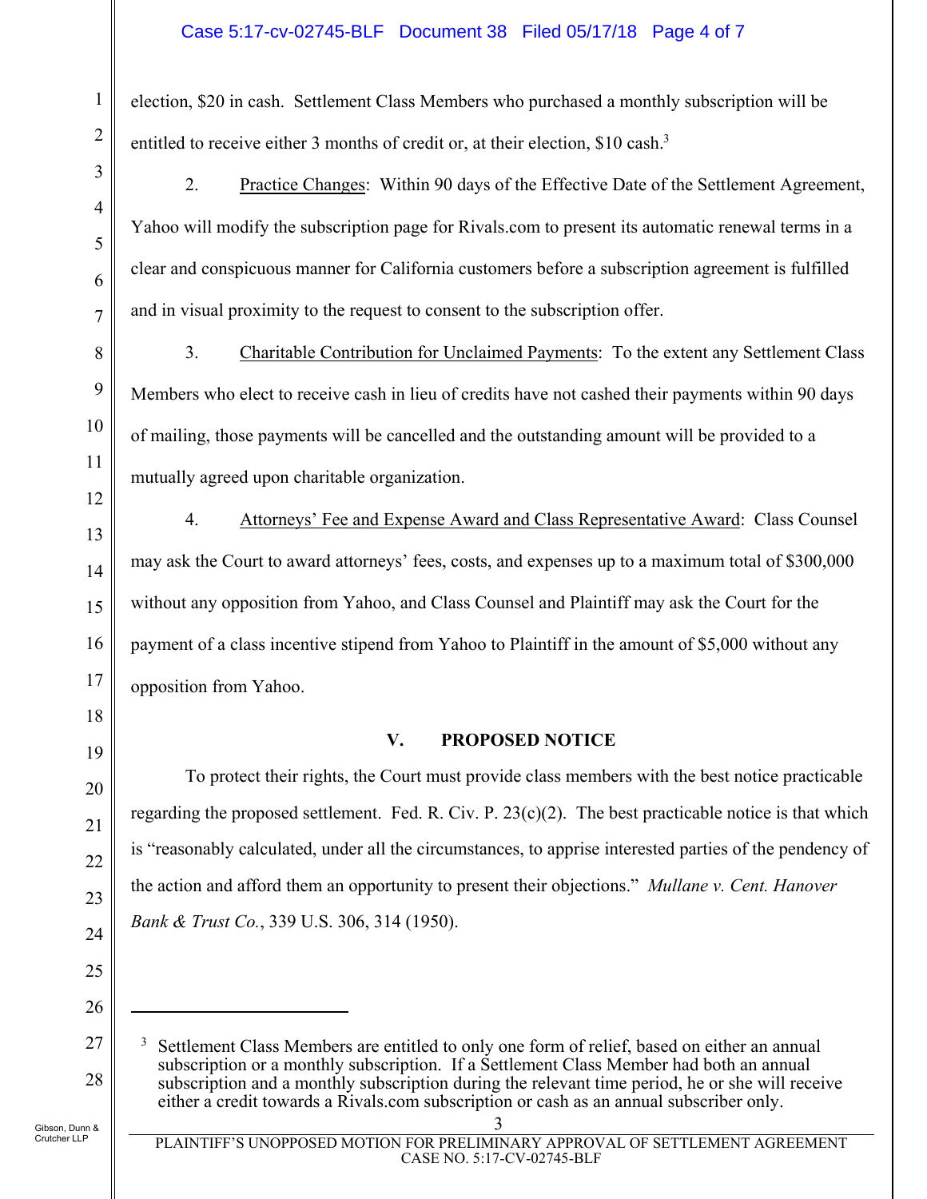election, $20 in cash. Settlement Class Members who purchased a monthly subscription will be entitled to receive either 3 months of credit or, at their election, $10 cash.[3]

2. Practice Changes: Within 90 days of the Effective Date of the Settlement Agreement, Yahoo will modify the subscription page for Rivals.com to present its automatic renewal terms in a clear and conspicuous manner for California customers before a subscription agreement is fulfilled and in visual proximity to the request to consent to the subscription offer.

3. Charitable Contribution for Unclaimed Payments: To the extent any Settlement Class Members who elect to receive cash in lieu of credits have not cashed their payments within 90 days of mailing, those payments will be cancelled and the outstanding amount will be provided to a mutually agreed upon charitable organization.

4. Attorneys' Fee and Expense Award and Class Representative Award: Class Counsel may ask the Court to award attorneys' fees, costs, and expenses up to a maximum total of $300,000 without any opposition from Yahoo, and Class Counsel and Plaintiff may ask the Court for the payment of a class incentive stipend from Yahoo to Plaintiff in the amount of $5,000 without any opposition from Yahoo.

## V. PROPOSED NOTICE

To protect their rights, the Court must provide class members with the best notice practicable regarding the proposed settlement. Fed. R. Civ. P. 23(c)(2). The best practicable notice is that which is "reasonably calculated, under all the circumstances, to apprise interested parties of the pendency of the action and afford them an opportunity to present their objections." *Mullane v. Cent. Hanover Bank & Trust Co.*, 339 U.S. 306, 314 (1950).

---

[3] Settlement Class Members are entitled to only one form of relief, based on either an annual subscription or a monthly subscription. If a Settlement Class Member had both an annual subscription and a monthly subscription during the relevant time period, he or she will receive either a credit towards a Rivals.com subscription or cash as an annual subscriber only.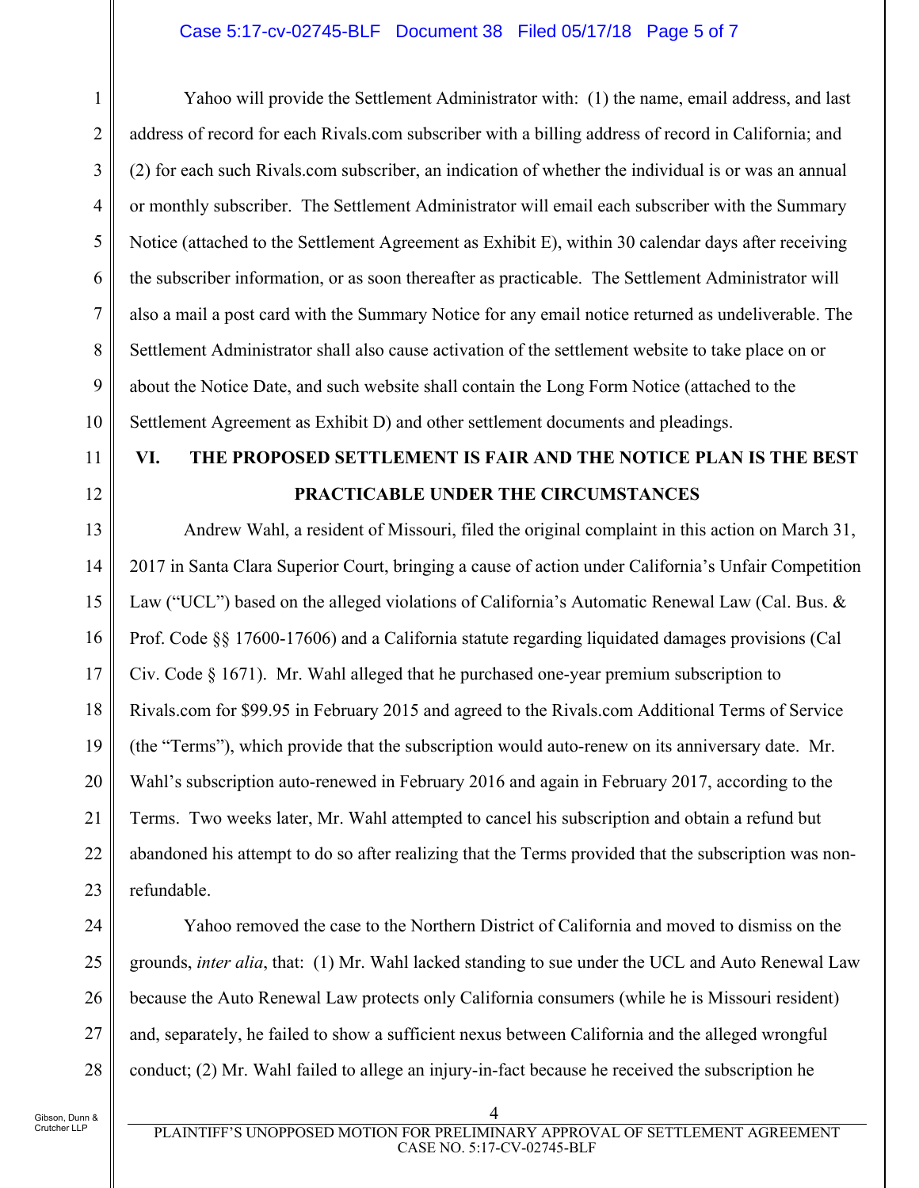Yahoo will provide the Settlement Administrator with: (1) the name, email address, and last address of record for each Rivals.com subscriber with a billing address of record in California; and (2) for each such Rivals.com subscriber, an indication of whether the individual is or was an annual or monthly subscriber. The Settlement Administrator will email each subscriber with the Summary Notice (attached to the Settlement Agreement as Exhibit E), within 30 calendar days after receiving the subscriber information, or as soon thereafter as practicable. The Settlement Administrator will also a mail a post card with the Summary Notice for any email notice returned as undeliverable. The Settlement Administrator shall also cause activation of the settlement website to take place on or about the Notice Date, and such website shall contain the Long Form Notice (attached to the Settlement Agreement as Exhibit D) and other settlement documents and pleadings.

## VI. THE PROPOSED SETTLEMENT IS FAIR AND THE NOTICE PLAN IS THE BEST PRACTICABLE UNDER THE CIRCUMSTANCES

Andrew Wahl, a resident of Missouri, filed the original complaint in this action on March 31, 2017 in Santa Clara Superior Court, bringing a cause of action under California's Unfair Competition Law ("UCL") based on the alleged violations of California's Automatic Renewal Law (Cal. Bus. & Prof. Code §§ 17600-17606) and a California statute regarding liquidated damages provisions (Cal Civ. Code § 1671). Mr. Wahl alleged that he purchased one-year premium subscription to Rivals.com for $99.95 in February 2015 and agreed to the Rivals.com Additional Terms of Service (the "Terms"), which provide that the subscription would auto-renew on its anniversary date. Mr. Wahl's subscription auto-renewed in February 2016 and again in February 2017, according to the Terms. Two weeks later, Mr. Wahl attempted to cancel his subscription and obtain a refund but abandoned his attempt to do so after realizing that the Terms provided that the subscription was non-refundable.

Yahoo removed the case to the Northern District of California and moved to dismiss on the grounds, *inter alia*, that: (1) Mr. Wahl lacked standing to sue under the UCL and Auto Renewal Law because the Auto Renewal Law protects only California consumers (while he is Missouri resident) and, separately, he failed to show a sufficient nexus between California and the alleged wrongful conduct; (2) Mr. Wahl failed to allege an injury-in-fact because he received the subscription he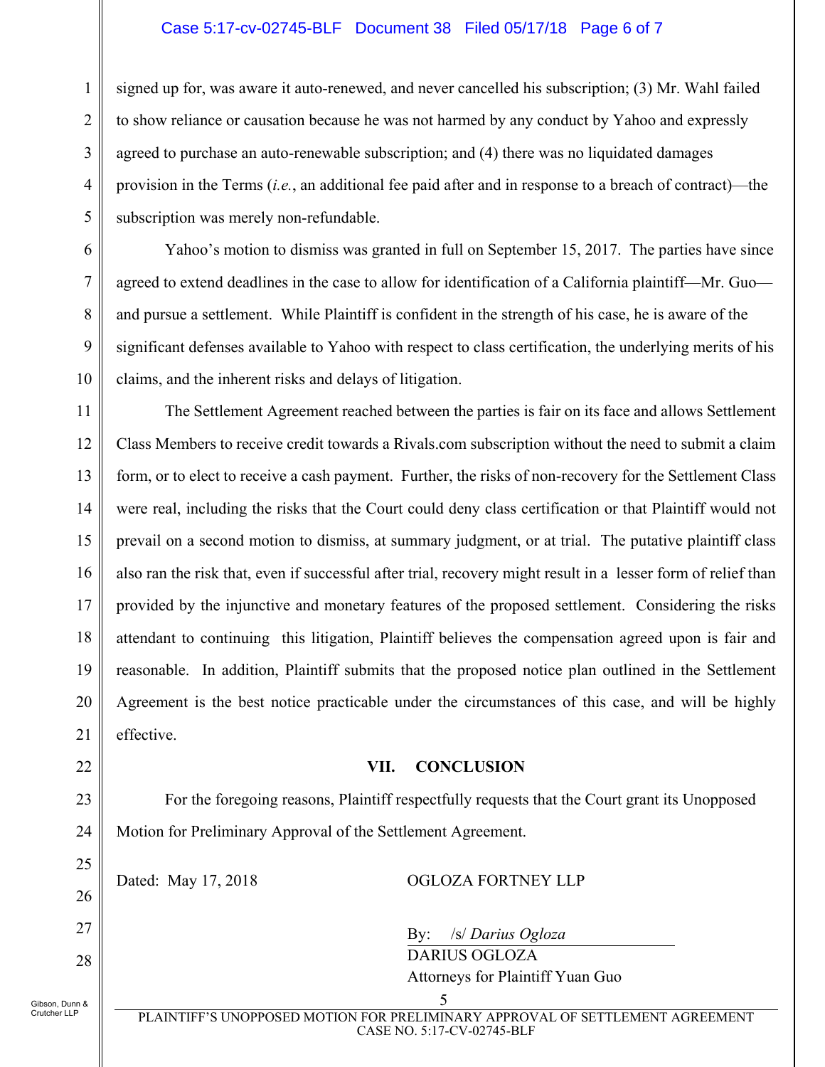signed up for, was aware it auto-renewed, and never cancelled his subscription; (3) Mr. Wahl failed to show reliance or causation because he was not harmed by any conduct by Yahoo and expressly agreed to purchase an auto-renewable subscription; and (4) there was no liquidated damages provision in the Terms (*i.e.*, an additional fee paid after and in response to a breach of contract)—the subscription was merely non-refundable.

Yahoo's motion to dismiss was granted in full on September 15, 2017. The parties have since agreed to extend deadlines in the case to allow for identification of a California plaintiff—Mr. Guo—and pursue a settlement. While Plaintiff is confident in the strength of his case, he is aware of the significant defenses available to Yahoo with respect to class certification, the underlying merits of his claims, and the inherent risks and delays of litigation.

The Settlement Agreement reached between the parties is fair on its face and allows Settlement Class Members to receive credit towards a Rivals.com subscription without the need to submit a claim form, or to elect to receive a cash payment. Further, the risks of non-recovery for the Settlement Class were real, including the risks that the Court could deny class certification or that Plaintiff would not prevail on a second motion to dismiss, at summary judgment, or at trial. The putative plaintiff class also ran the risk that, even if successful after trial, recovery might result in a lesser form of relief than provided by the injunctive and monetary features of the proposed settlement. Considering the risks attendant to continuing this litigation, Plaintiff believes the compensation agreed upon is fair and reasonable. In addition, Plaintiff submits that the proposed notice plan outlined in the Settlement Agreement is the best notice practicable under the circumstances of this case, and will be highly effective.

## VII. CONCLUSION

For the foregoing reasons, Plaintiff respectfully requests that the Court grant its Unopposed Motion for Preliminary Approval of the Settlement Agreement.

Dated: May 17, 2018

OGLOZA FORTNEY LLP

By: /s/ *Darius Ogloza*
DARIUS OGLOZA
Attorneys for Plaintiff Yuan Guo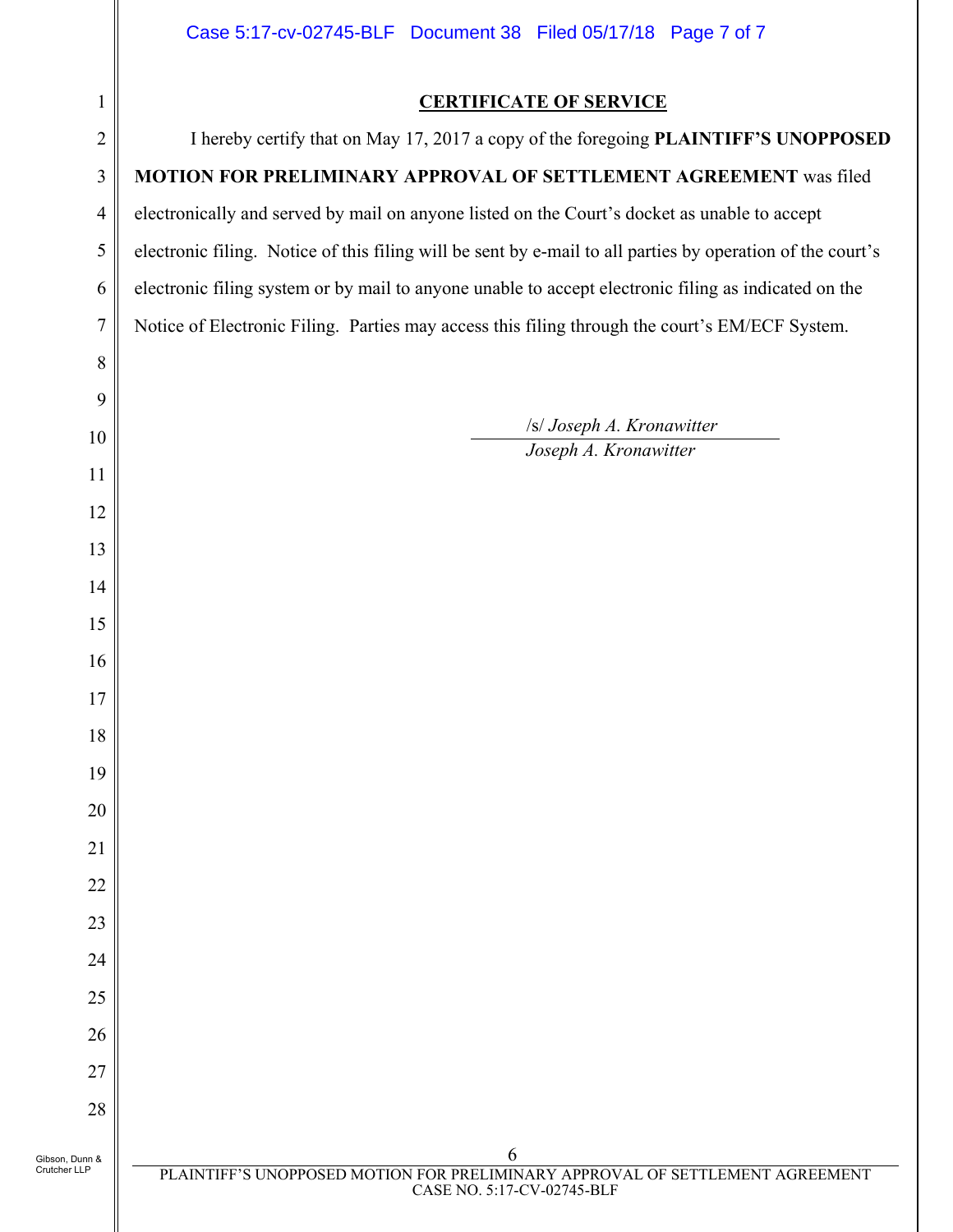**CERTIFICATE OF SERVICE**

I hereby certify that on May 17, 2017 a copy of the foregoing **PLAINTIFF'S UNOPPOSED MOTION FOR PRELIMINARY APPROVAL OF SETTLEMENT AGREEMENT** was filed electronically and served by mail on anyone listed on the Court's docket as unable to accept electronic filing. Notice of this filing will be sent by e-mail to all parties by operation of the court's electronic filing system or by mail to anyone unable to accept electronic filing as indicated on the Notice of Electronic Filing. Parties may access this filing through the court's EM/ECF System.

/s/ *Joseph A. Kronawitter*
*Joseph A. Kronawitter*